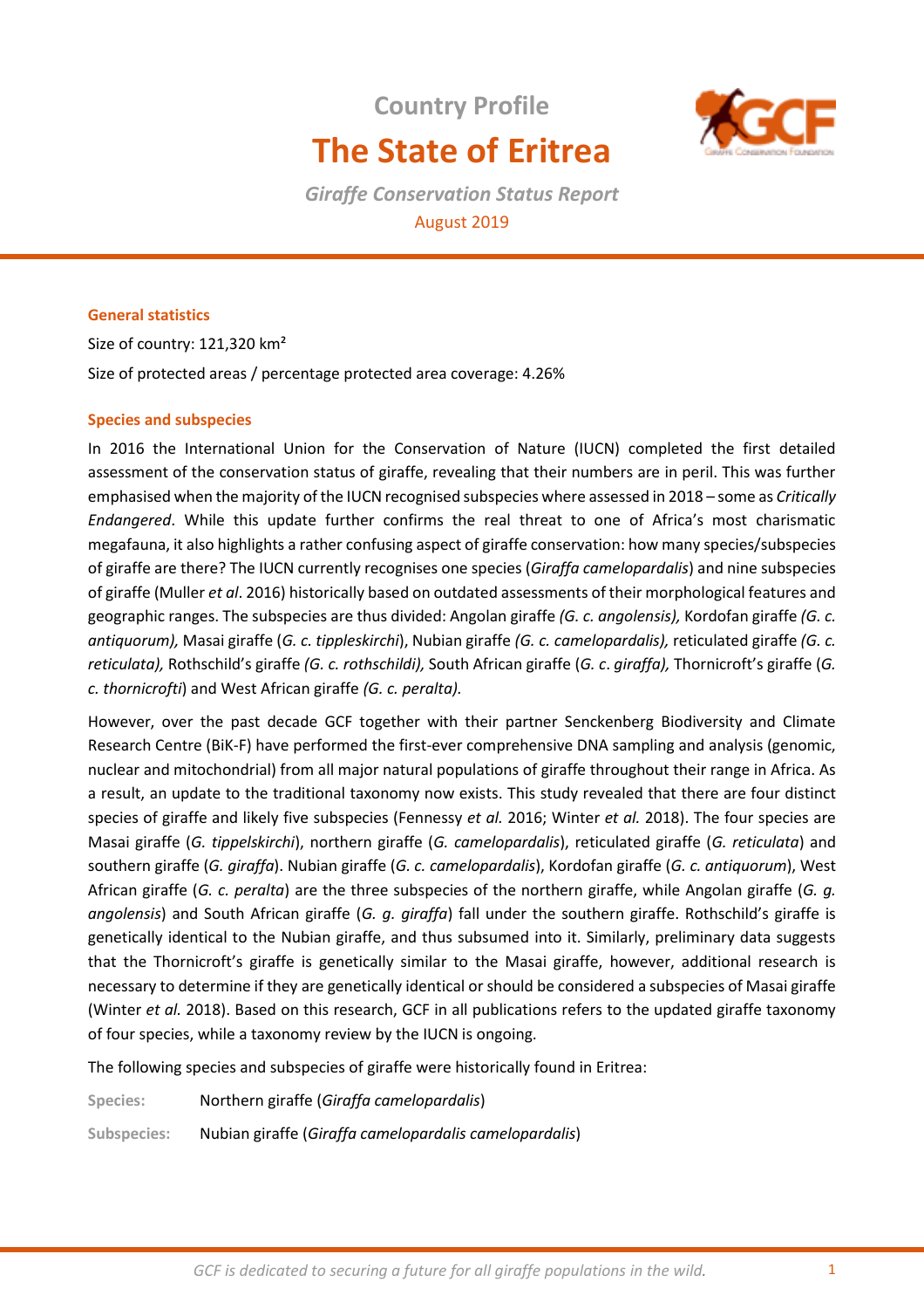Country Profile

# The State of Eritrea

*Giraffe Conservation Status Report*

August 2019

### General statistics

Size of country: 121,320 km²

Size of protected areas / percentage protected area coverage: 4.26%

### Species and subspecies

In 2016 the International Union for the Conservation of Nature (IUCN) completed the first detailed assessment of the conservation status of giraffe, revealing that their numbers are in peril. This was further emphasised when the majority of the IUCN recognised subspecies where assessed in 2018 – some as *Critically Endangered*. While this update further confirms the real threat to one of Africa's most charismatic megafauna, it also highlights a rather confusing aspect of giraffe conservation: how many species/subspecies of giraffe are there? The IUCN currently recognises one species (*Giraffa camelopardalis*) and nine subspecies of giraffe (Muller *et al*. 2016) historically based on outdated assessments of their morphological features and geographic ranges. The subspecies are thus divided: Angolan giraffe *(G. c. angolensis),* Kordofan giraffe *(G. c. antiquorum),* Masai giraffe (*G. c. tippleskirchi*), Nubian giraffe *(G. c. camelopardalis),* reticulated giraffe *(G. c. reticulata),* Rothschild's giraffe *(G. c. rothschildi),* South African giraffe (*G. c. giraffa),* Thornicroft's giraffe (*G. c. thornicrofti*) and West African giraffe *(G. c. peralta).*

However, over the past decade GCF together with their partner Senckenberg Biodiversity and Climate Research Centre (BiK-F) have performed the first-ever comprehensive DNA sampling and analysis (genomic, nuclear and mitochondrial) from all major natural populations of giraffe throughout their range in Africa. As a result, an update to the traditional taxonomy now exists. This study revealed that there are four distinct species of giraffe and likely five subspecies (Fennessy *et al.* 2016; Winter *et al.* 2018). The four species are Masai giraffe (*G. tippelskirchi*), northern giraffe (*G. camelopardalis*), reticulated giraffe (*G. reticulata*) and southern giraffe (*G. giraffa*). Nubian giraffe (*G. c. camelopardalis*), Kordofan giraffe (*G. c. antiquorum*), West African giraffe (*G. c. peralta*) are the three subspecies of the northern giraffe, while Angolan giraffe (*G. g. angolensis*) and South African giraffe (*G. g. giraffa*) fall under the southern giraffe. Rothschild's giraffe is genetically identical to the Nubian giraffe, and thus subsumed into it. Similarly, preliminary data suggests that the Thornicroft's giraffe is genetically similar to the Masai giraffe, however, additional research is necessary to determine if they are genetically identical or should be considered a subspecies of Masai giraffe (Winter *et al.* 2018). Based on this research, GCF in all publications refers to the updated giraffe taxonomy of four species, while a taxonomy review by the IUCN is ongoing.

The following species and subspecies of giraffe were historically found in Eritrea:

**Species:** Northern giraffe (*Giraffa camelopardalis*)

**Subspecies:** Nubian giraffe (*Giraffa camelopardalis camelopardalis*)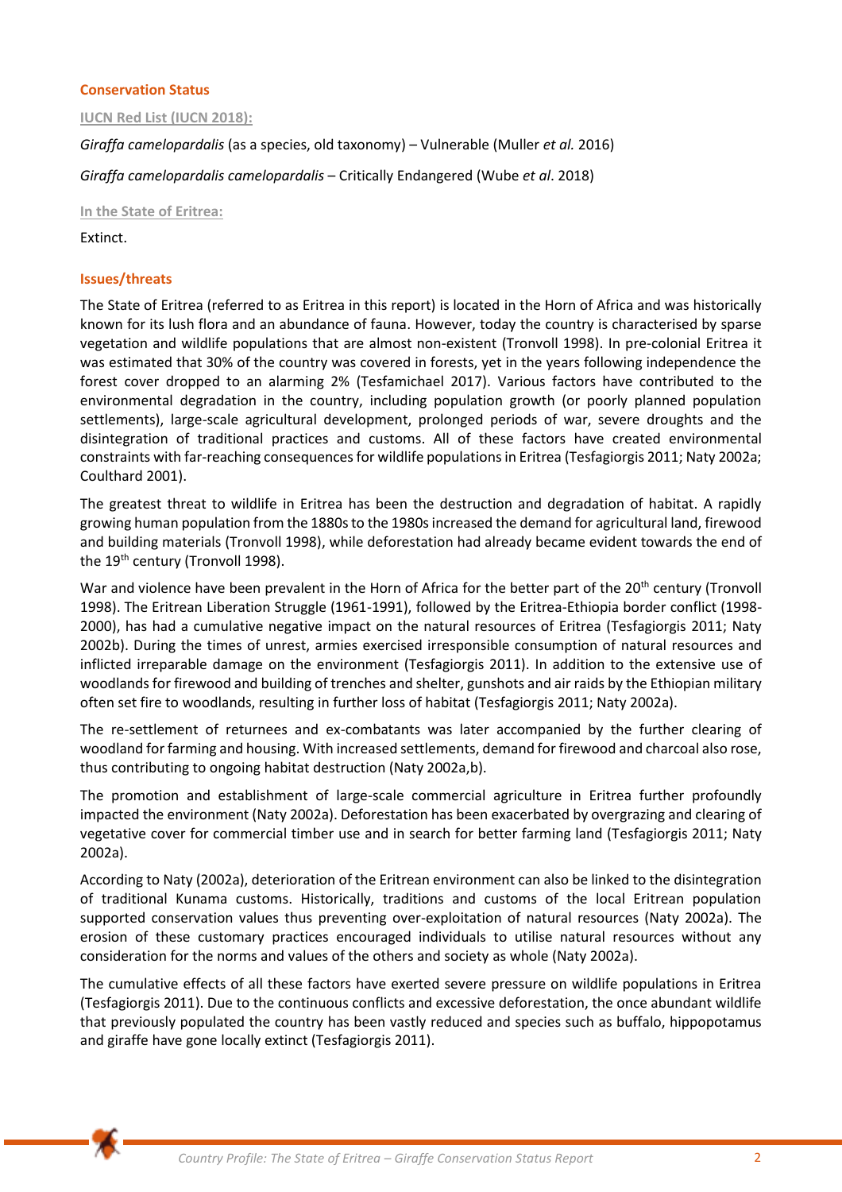## Conservation Status

### IUCN Red List (IUCN 2018):

*Giraffa camelopardalis* (as a species, old taxonomy) – Vulnerable (Muller *et al.* 2016)

*Giraffa camelopardalis camelopardalis* – Critically Endangered (Wube *et al*. 2018)

### In the State of Eritrea:

Extinct.

## Issues/threats

The State of Eritrea (referred to as Eritrea in this report) is located in the Horn of Africa and was historically known for its lush flora and an abundance of fauna. However, today the country is characterised by sparse vegetation and wildlife populations that are almost non-existent (Tronvoll 1998). In pre-colonial Eritrea it was estimated that 30% of the country was covered in forests, yet in the years following independence the forest cover dropped to an alarming 2% (Tesfamichael 2017). Various factors have contributed to the environmental degradation in the country, including population growth (or poorly planned population settlements), large-scale agricultural development, prolonged periods of war, severe droughts and the disintegration of traditional practices and customs. All of these factors have created environmental constraints with far-reaching consequences for wildlife populations in Eritrea (Tesfagiorgis 2011; Naty 2002a; Coulthard 2001).

The greatest threat to wildlife in Eritrea has been the destruction and degradation of habitat. A rapidly growing human population from the 1880s to the 1980s increased the demand for agricultural land, firewood and building materials (Tronvoll 1998), while deforestation had already became evident towards the end of the 19th century (Tronvoll 1998).

War and violence have been prevalent in the Horn of Africa for the better part of the 20th century (Tronvoll 1998). The Eritrean Liberation Struggle (1961-1991), followed by the Eritrea-Ethiopia border conflict (1998-2000), has had a cumulative negative impact on the natural resources of Eritrea (Tesfagiorgis 2011; Naty 2002b). During the times of unrest, armies exercised irresponsible consumption of natural resources and inflicted irreparable damage on the environment (Tesfagiorgis 2011). In addition to the extensive use of woodlands for firewood and building of trenches and shelter, gunshots and air raids by the Ethiopian military often set fire to woodlands, resulting in further loss of habitat (Tesfagiorgis 2011; Naty 2002a).

The re-settlement of returnees and ex-combatants was later accompanied by the further clearing of woodland for farming and housing. With increased settlements, demand for firewood and charcoal also rose, thus contributing to ongoing habitat destruction (Naty 2002a,b).

The promotion and establishment of large-scale commercial agriculture in Eritrea further profoundly impacted the environment (Naty 2002a). Deforestation has been exacerbated by overgrazing and clearing of vegetative cover for commercial timber use and in search for better farming land (Tesfagiorgis 2011; Naty 2002a).

According to Naty (2002a), deterioration of the Eritrean environment can also be linked to the disintegration of traditional Kunama customs. Historically, traditions and customs of the local Eritrean population supported conservation values thus preventing over-exploitation of natural resources (Naty 2002a). The erosion of these customary practices encouraged individuals to utilise natural resources without any consideration for the norms and values of the others and society as whole (Naty 2002a).

The cumulative effects of all these factors have exerted severe pressure on wildlife populations in Eritrea (Tesfagiorgis 2011). Due to the continuous conflicts and excessive deforestation, the once abundant wildlife that previously populated the country has been vastly reduced and species such as buffalo, hippopotamus and giraffe have gone locally extinct (Tesfagiorgis 2011).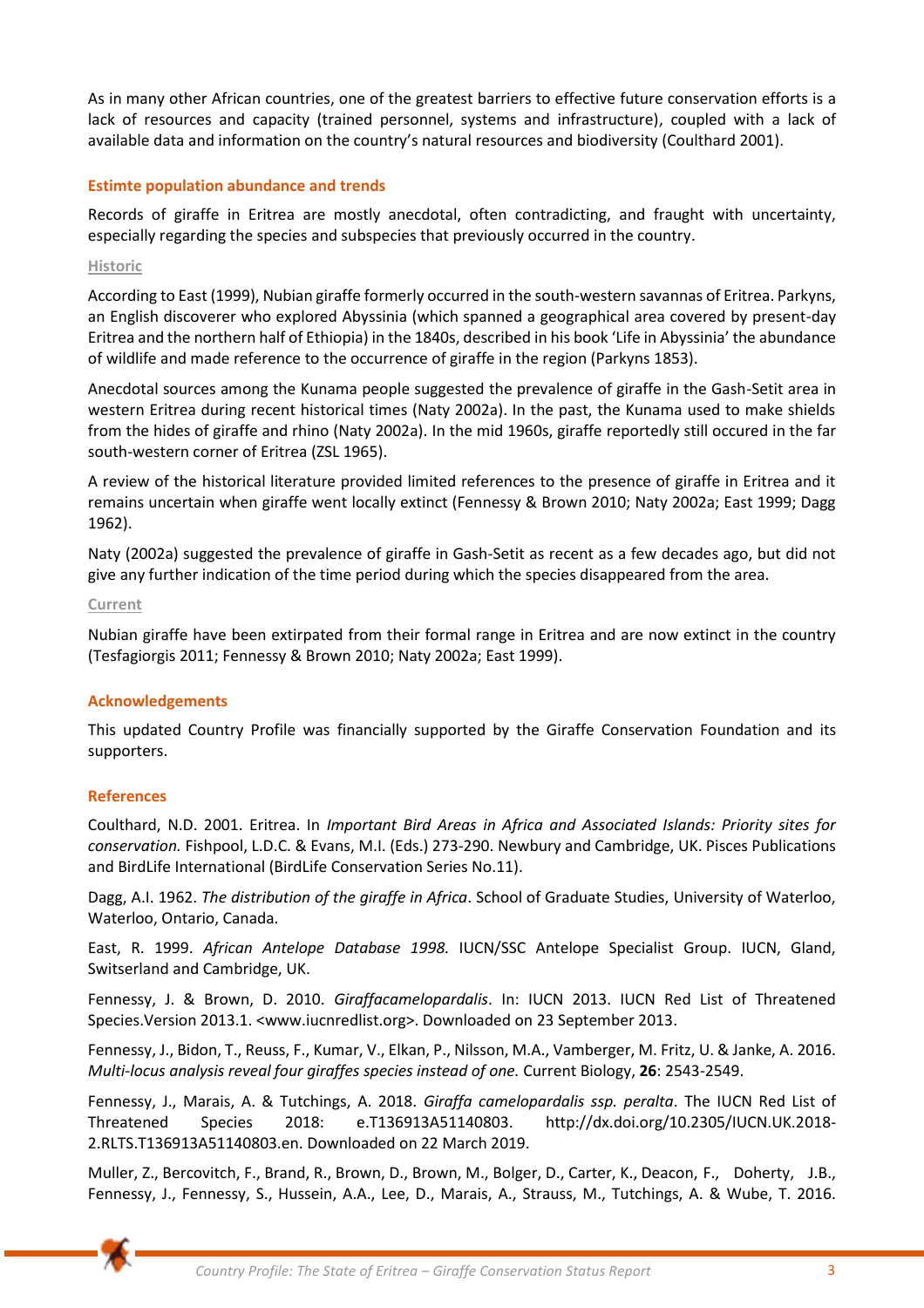As in many other African countries, one of the greatest barriers to effective future conservation efforts is a lack of resources and capacity (trained personnel, systems and infrastructure), coupled with a lack of available data and information on the country's natural resources and biodiversity (Coulthard 2001).

## Estimte population abundance and trends

Records of giraffe in Eritrea are mostly anecdotal, often contradicting, and fraught with uncertainty, especially regarding the species and subspecies that previously occurred in the country.

### Historic

According to East (1999), Nubian giraffe formerly occurred in the south-western savannas of Eritrea. Parkyns, an English discoverer who explored Abyssinia (which spanned a geographical area covered by present-day Eritrea and the northern half of Ethiopia) in the 1840s, described in his book 'Life in Abyssinia' the abundance of wildlife and made reference to the occurrence of giraffe in the region (Parkyns 1853).

Anecdotal sources among the Kunama people suggested the prevalence of giraffe in the Gash-Setit area in western Eritrea during recent historical times (Naty 2002a). In the past, the Kunama used to make shields from the hides of giraffe and rhino (Naty 2002a). In the mid 1960s, giraffe reportedly still occured in the far south-western corner of Eritrea (ZSL 1965).

A review of the historical literature provided limited references to the presence of giraffe in Eritrea and it remains uncertain when giraffe went locally extinct (Fennessy & Brown 2010; Naty 2002a; East 1999; Dagg 1962).

Naty (2002a) suggested the prevalence of giraffe in Gash-Setit as recent as a few decades ago, but did not give any further indication of the time period during which the species disappeared from the area.

### Current

Nubian giraffe have been extirpated from their formal range in Eritrea and are now extinct in the country (Tesfagiorgis 2011; Fennessy & Brown 2010; Naty 2002a; East 1999).

## Acknowledgements

This updated Country Profile was financially supported by the Giraffe Conservation Foundation and its supporters.

## References

Coulthard, N.D. 2001. Eritrea. In *Important Bird Areas in Africa and Associated Islands: Priority sites for conservation.* Fishpool, L.D.C. & Evans, M.I. (Eds.) 273-290. Newbury and Cambridge, UK. Pisces Publications and BirdLife International (BirdLife Conservation Series No.11).

Dagg, A.I. 1962. *The distribution of the giraffe in Africa*. School of Graduate Studies, University of Waterloo, Waterloo, Ontario, Canada.

East, R. 1999. *African Antelope Database 1998.* IUCN/SSC Antelope Specialist Group. IUCN, Gland, Switserland and Cambridge, UK.

Fennessy, J. & Brown, D. 2010. *Giraffacamelopardalis*. In: IUCN 2013. IUCN Red List of Threatened Species.Version 2013.1. <www.iucnredlist.org>. Downloaded on 23 September 2013.

Fennessy, J., Bidon, T., Reuss, F., Kumar, V., Elkan, P., Nilsson, M.A., Vamberger, M. Fritz, U. & Janke, A. 2016. *Multi-locus analysis reveal four giraffes species instead of one.* Current Biology, **26**: 2543-2549.

Fennessy, J., Marais, A. & Tutchings, A. 2018. *Giraffa camelopardalis ssp. peralta*. The IUCN Red List of Threatened Species 2018: e.T136913A51140803. http://dx.doi.org/10.2305/IUCN.UK.2018-2.RLTS.T136913A51140803.en. Downloaded on 22 March 2019.

Muller, Z., Bercovitch, F., Brand, R., Brown, D., Brown, M., Bolger, D., Carter, K., Deacon, F., Doherty, J.B., Fennessy, J., Fennessy, S., Hussein, A.A., Lee, D., Marais, A., Strauss, M., Tutchings, A. & Wube, T. 2016.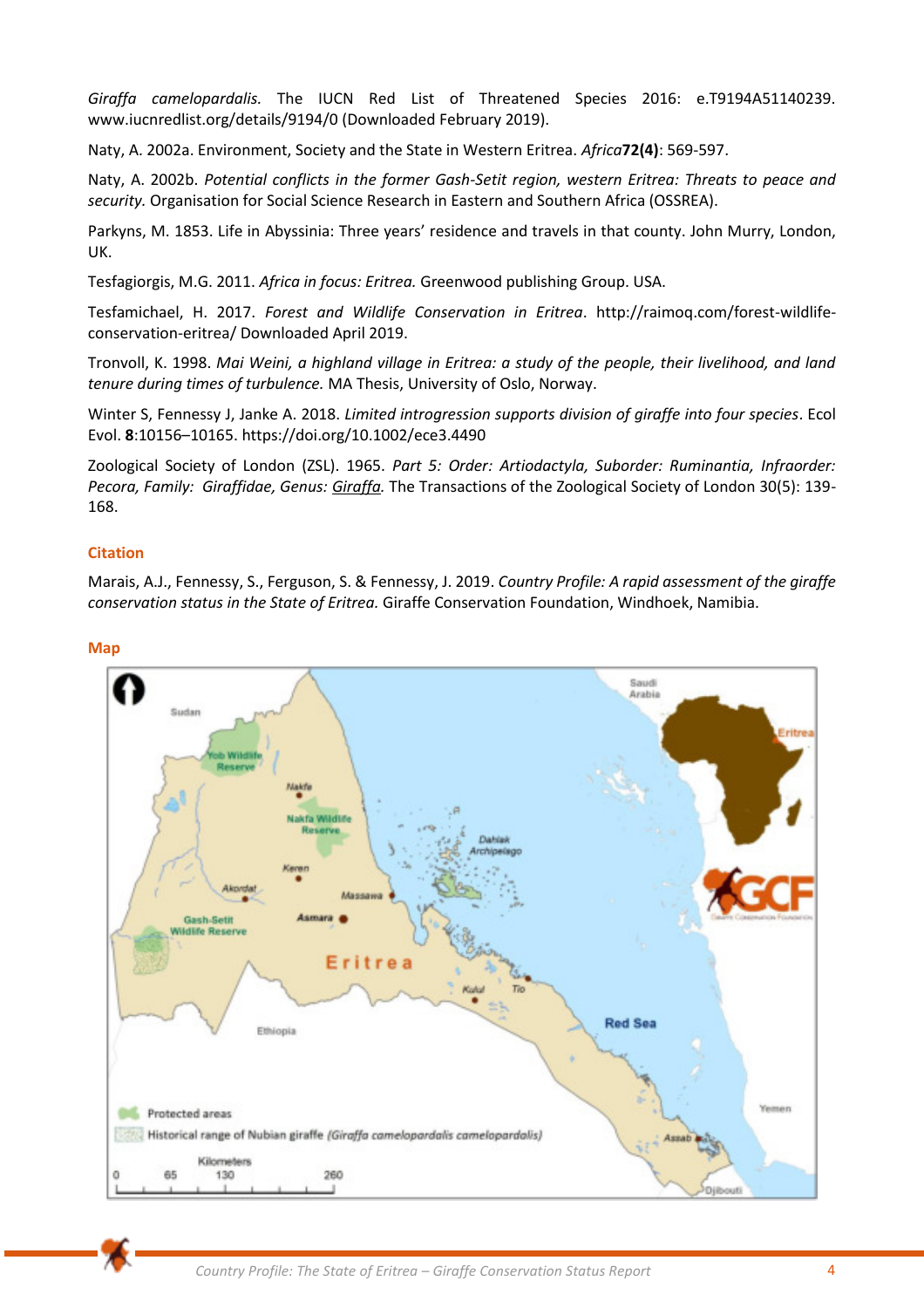*Giraffa camelopardalis.* The IUCN Red List of Threatened Species 2016: e.T9194A51140239. www.iucnredlist.org/details/9194/0 (Downloaded February 2019).

Naty, A. 2002a. Environment, Society and the State in Western Eritrea. *Africa***72(4)**: 569-597.

Naty, A. 2002b. *Potential conflicts in the former Gash-Setit region, western Eritrea: Threats to peace and security.* Organisation for Social Science Research in Eastern and Southern Africa (OSSREA).

Parkyns, M. 1853. Life in Abyssinia: Three years' residence and travels in that county. John Murry, London, UK.

Tesfagiorgis, M.G. 2011. *Africa in focus: Eritrea.* Greenwood publishing Group. USA.

Tesfamichael, H. 2017. *Forest and Wildlife Conservation in Eritrea*. http://raimoq.com/forest-wildlife-conservation-eritrea/ Downloaded April 2019.

Tronvoll, K. 1998. *Mai Weini, a highland village in Eritrea: a study of the people, their livelihood, and land tenure during times of turbulence.* MA Thesis, University of Oslo, Norway.

Winter S, Fennessy J, Janke A. 2018. *Limited introgression supports division of giraffe into four species*. Ecol Evol. **8**:10156–10165. https://doi.org/10.1002/ece3.4490

Zoological Society of London (ZSL). 1965. *Part 5: Order: Artiodactyla, Suborder: Ruminantia, Infraorder: Pecora, Family: Giraffidae, Genus: Giraffa.* The Transactions of the Zoological Society of London 30(5): 139-168.

## Citation

Marais, A.J., Fennessy, S., Ferguson, S. & Fennessy, J. 2019. *Country Profile: A rapid assessment of the giraffe conservation status in the State of Eritrea.* Giraffe Conservation Foundation, Windhoek, Namibia.

## Map

Sudan
Saudi Arabia
Eritrea
Yob Wildlife Reserve
Nakfa
Nakfa Wildlife Reserve
Dahlak Archipelago
Keren
Akordat
Massawa
Gash-Setit Wildlife Reserve
Asmara
Eritrea
Kulul
Tio
Ethiopia
Red Sea
Yemen
Assab
Djibouti
Protected areas
Historical range of Nubian giraffe *(Giraffa camelopardalis camelopardalis)*
Kilometers
0 65 130 260